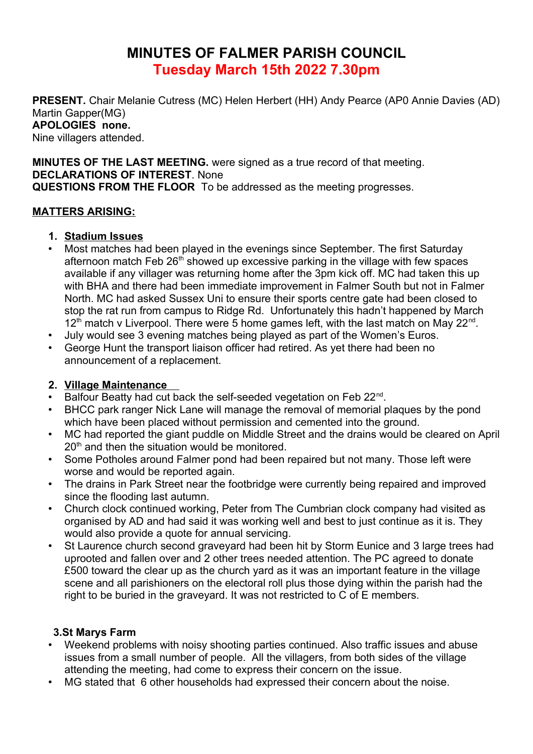# MINUTES OF FALMER PARISH COUNCIL

## Tuesday March 15th 2022 7.30pm

**PRESENT.** Chair Melanie Cutress (MC) Helen Herbert (HH) Andy Pearce (AP0 Annie Davies (AD) Martin Gapper(MG)
**APOLOGIES none.**
Nine villagers attended.

**MINUTES OF THE LAST MEETING.** were signed as a true record of that meeting.
**DECLARATIONS OF INTEREST**. None
**QUESTIONS FROM THE FLOOR** To be addressed as the meeting progresses.

**MATTERS ARISING:**

1. **Stadium Issues**

- Most matches had been played in the evenings since September. The first Saturday afternoon match Feb 26th showed up excessive parking in the village with few spaces available if any villager was returning home after the 3pm kick off. MC had taken this up with BHA and there had been immediate improvement in Falmer South but not in Falmer North. MC had asked Sussex Uni to ensure their sports centre gate had been closed to stop the rat run from campus to Ridge Rd. Unfortunately this hadn't happened by March 12th match v Liverpool. There were 5 home games left, with the last match on May 22nd.
- July would see 3 evening matches being played as part of the Women's Euros.
- George Hunt the transport liaison officer had retired. As yet there had been no announcement of a replacement.

2. **Village Maintenance**

- Balfour Beatty had cut back the self-seeded vegetation on Feb 22nd.
- BHCC park ranger Nick Lane will manage the removal of memorial plaques by the pond which have been placed without permission and cemented into the ground.
- MC had reported the giant puddle on Middle Street and the drains would be cleared on April 20th and then the situation would be monitored.
- Some Potholes around Falmer pond had been repaired but not many. Those left were worse and would be reported again.
- The drains in Park Street near the footbridge were currently being repaired and improved since the flooding last autumn.
- Church clock continued working, Peter from The Cumbrian clock company had visited as organised by AD and had said it was working well and best to just continue as it is. They would also provide a quote for annual servicing.
- St Laurence church second graveyard had been hit by Storm Eunice and 3 large trees had uprooted and fallen over and 2 other trees needed attention. The PC agreed to donate £500 toward the clear up as the church yard as it was an important feature in the village scene and all parishioners on the electoral roll plus those dying within the parish had the right to be buried in the graveyard. It was not restricted to C of E members.

**3.St Marys Farm**

- Weekend problems with noisy shooting parties continued. Also traffic issues and abuse issues from a small number of people. All the villagers, from both sides of the village attending the meeting, had come to express their concern on the issue.
- MG stated that 6 other households had expressed their concern about the noise.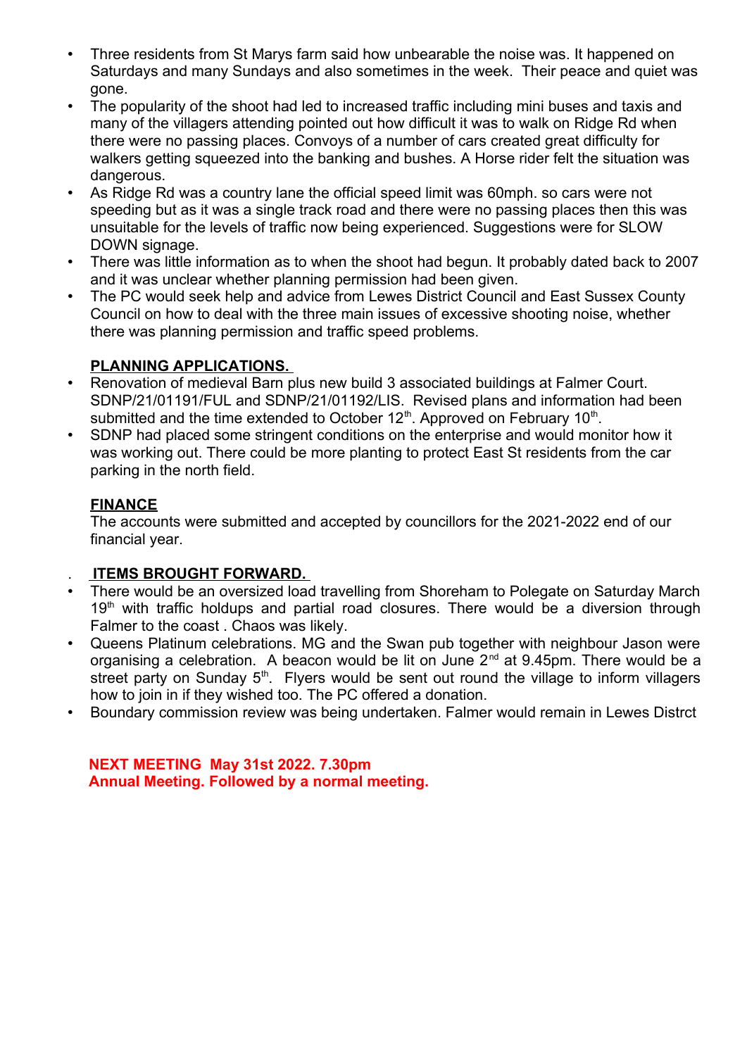- Three residents from St Marys farm said how unbearable the noise was. It happened on Saturdays and many Sundays and also sometimes in the week. Their peace and quiet was gone.
- The popularity of the shoot had led to increased traffic including mini buses and taxis and many of the villagers attending pointed out how difficult it was to walk on Ridge Rd when there were no passing places. Convoys of a number of cars created great difficulty for walkers getting squeezed into the banking and bushes. A Horse rider felt the situation was dangerous.
- As Ridge Rd was a country lane the official speed limit was 60mph. so cars were not speeding but as it was a single track road and there were no passing places then this was unsuitable for the levels of traffic now being experienced. Suggestions were for SLOW DOWN signage.
- There was little information as to when the shoot had begun. It probably dated back to 2007 and it was unclear whether planning permission had been given.
- The PC would seek help and advice from Lewes District Council and East Sussex County Council on how to deal with the three main issues of excessive shooting noise, whether there was planning permission and traffic speed problems.

**PLANNING APPLICATIONS.**

- Renovation of medieval Barn plus new build 3 associated buildings at Falmer Court. SDNP/21/01191/FUL and SDNP/21/01192/LIS. Revised plans and information had been submitted and the time extended to October 12th. Approved on February 10th.
- SDNP had placed some stringent conditions on the enterprise and would monitor how it was working out. There could be more planting to protect East St residents from the car parking in the north field.

**FINANCE**

The accounts were submitted and accepted by councillors for the 2021-2022 end of our financial year.

. **ITEMS BROUGHT FORWARD.**

- There would be an oversized load travelling from Shoreham to Polegate on Saturday March 19th with traffic holdups and partial road closures. There would be a diversion through Falmer to the coast . Chaos was likely.
- Queens Platinum celebrations. MG and the Swan pub together with neighbour Jason were organising a celebration. A beacon would be lit on June 2nd at 9.45pm. There would be a street party on Sunday 5th. Flyers would be sent out round the village to inform villagers how to join in if they wished too. The PC offered a donation.
- Boundary commission review was being undertaken. Falmer would remain in Lewes Distrct

**NEXT MEETING May 31st 2022. 7.30pm**
**Annual Meeting. Followed by a normal meeting.**